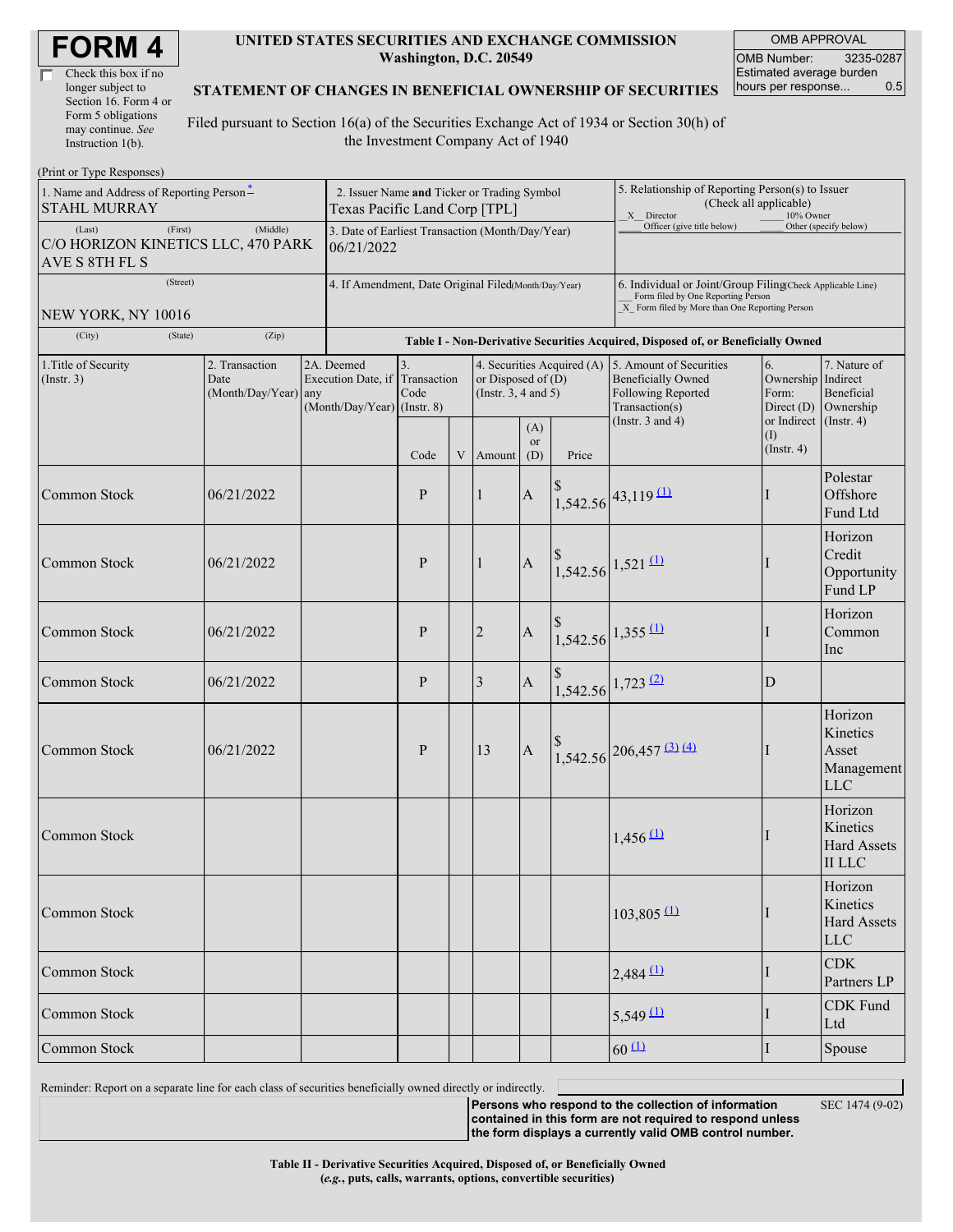# FORM 4

☐ Check this box if no longer subject to Section 16. Form 4 or Form 5 obligations may continue. *See* Instruction 1(b).

**UNITED STATES SECURITIES AND EXCHANGE COMMISSION**
**Washington, D.C. 20549**

**STATEMENT OF CHANGES IN BENEFICIAL OWNERSHIP OF SECURITIES**

Filed pursuant to Section 16(a) of the Securities Exchange Act of 1934 or Section 30(h) of the Investment Company Act of 1940

| OMB APPROVAL | |
|---|---|
| OMB Number: | 3235-0287 |
| Estimated average burden hours per response... | 0.5 |

(Print or Type Responses)

| 1. Name and Address of Reporting Person* | 2. Issuer Name and Ticker or Trading Symbol | 5. Relationship of Reporting Person(s) to Issuer (Check all applicable) |
|---|---|---|
| STAHL MURRAY | Texas Pacific Land Corp [TPL] | _X_ Director ___ 10% Owner ___ Officer (give title below) ___ Other (specify below) |
| (Last) (First) (Middle) C/O HORIZON KINETICS LLC, 470 PARK AVE S 8TH FL S | 3. Date of Earliest Transaction (Month/Day/Year) 06/21/2022 | |
| (Street) NEW YORK, NY 10016 | 4. If Amendment, Date Original Filed(Month/Day/Year) | 6. Individual or Joint/Group Filing(Check Applicable Line) ___ Form filed by One Reporting Person _X_ Form filed by More than One Reporting Person |
| (City) (State) (Zip) | | |

**Table I - Non-Derivative Securities Acquired, Disposed of, or Beneficially Owned**

| 1.Title of Security (Instr. 3) | 2. Transaction Date (Month/Day/Year) | 2A. Deemed Execution Date, if any (Month/Day/Year) | 3. Transaction Code (Instr. 8) | | 4. Securities Acquired (A) or Disposed of (D) (Instr. 3, 4 and 5) | | | 5. Amount of Securities Beneficially Owned Following Reported Transaction(s) (Instr. 3 and 4) | 6. Ownership Form: Direct (D) or Indirect (I) (Instr. 4) | 7. Nature of Indirect Beneficial Ownership (Instr. 4) |
|---|---|---|---|---|---|---|---|---|---|---|
| | | | Code | V | Amount | (A) or (D) | Price | | | |
| Common Stock | 06/21/2022 | | P | | 1 | A | $ 1,542.56 | 43,119 (1) | I | Polestar Offshore Fund Ltd |
| Common Stock | 06/21/2022 | | P | | 1 | A | $ 1,542.56 | 1,521 (1) | I | Horizon Credit Opportunity Fund LP |
| Common Stock | 06/21/2022 | | P | | 2 | A | $ 1,542.56 | 1,355 (1) | I | Horizon Common Inc |
| Common Stock | 06/21/2022 | | P | | 3 | A | $ 1,542.56 | 1,723 (2) | D | |
| Common Stock | 06/21/2022 | | P | | 13 | A | $ 1,542.56 | 206,457 (3) (4) | I | Horizon Kinetics Asset Management LLC |
| Common Stock | | | | | | | | 1,456 (1) | I | Horizon Kinetics Hard Assets II LLC |
| Common Stock | | | | | | | | 103,805 (1) | I | Horizon Kinetics Hard Assets LLC |
| Common Stock | | | | | | | | 2,484 (1) | I | CDK Partners LP |
| Common Stock | | | | | | | | 5,549 (1) | I | CDK Fund Ltd |
| Common Stock | | | | | | | | 60 (1) | I | Spouse |

Reminder: Report on a separate line for each class of securities beneficially owned directly or indirectly.

**Persons who respond to the collection of information contained in this form are not required to respond unless the form displays a currently valid OMB control number.** SEC 1474 (9-02)

**Table II - Derivative Securities Acquired, Disposed of, or Beneficially Owned**
**(*e.g.*, puts, calls, warrants, options, convertible securities)**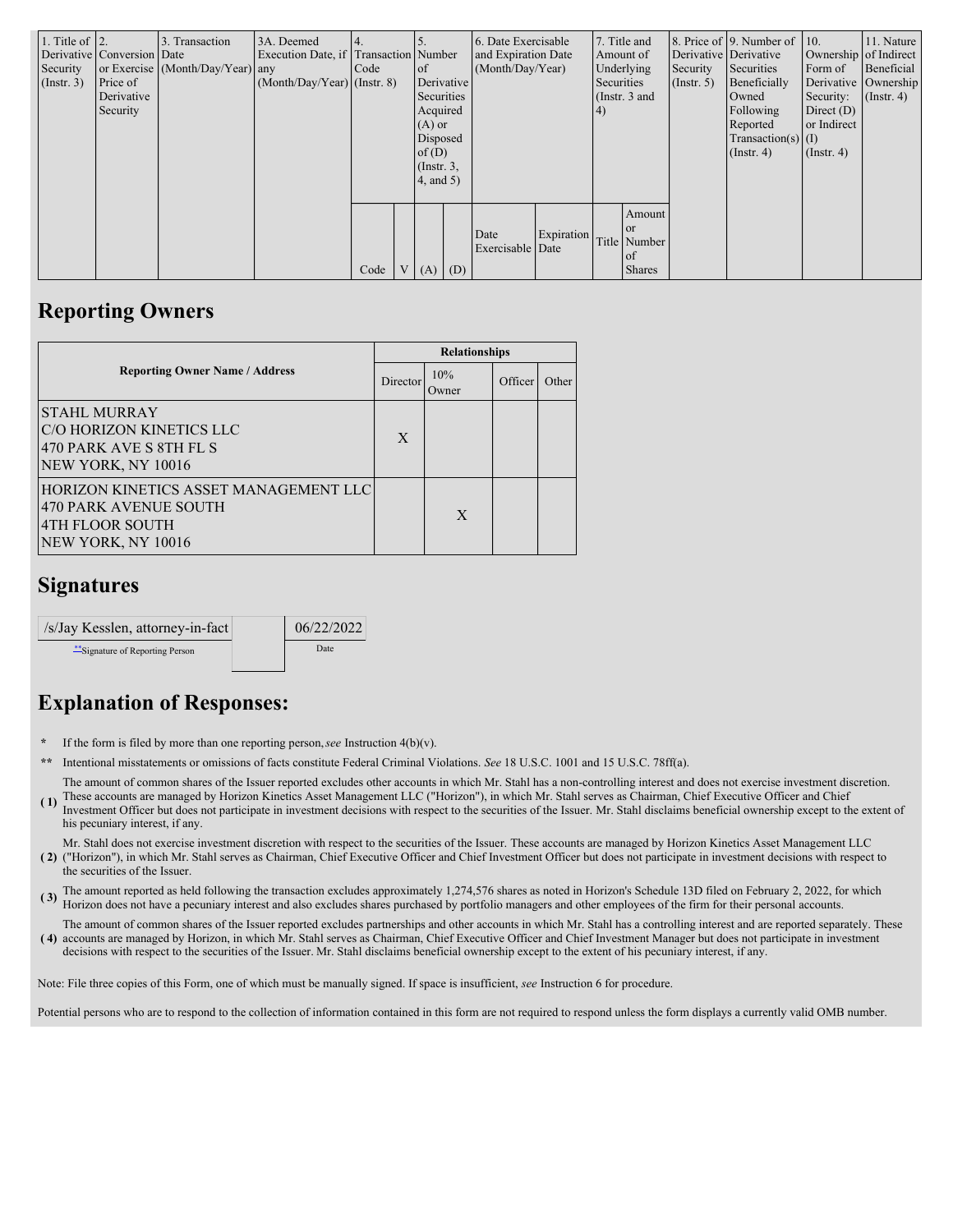| 1. Title of Derivative Security (Instr. 3) | 2. Conversion or Exercise Price of Derivative Security | 3. Transaction Date (Month/Day/Year) | 3A. Deemed Execution Date, if any (Month/Day/Year) | 4. Transaction Code (Instr. 8) | | 5. Number of Derivative Securities Acquired (A) or Disposed of (D) (Instr. 3, 4, and 5) | | 6. Date Exercisable and Expiration Date (Month/Day/Year) | | 7. Title and Amount of Underlying Securities (Instr. 3 and 4) | | 8. Price of Derivative Security (Instr. 5) | 9. Number of Derivative Securities Beneficially Owned Following Reported Transaction(s) (Instr. 4) | 10. Ownership Form of Derivative Security: Direct (D) or Indirect (I) (Instr. 4) | 11. Nature of Indirect Beneficial Ownership (Instr. 4) |
|---|---|---|---|---|---|---|---|---|---|---|---|---|---|---|---|
| | | | | Code | V | (A) | (D) | Date Exercisable | Expiration Date | Title | Amount or Number of Shares | | | | |

## Reporting Owners

| Reporting Owner Name / Address | Relationships | | | |
|---|---|---|---|---|
| | Director | 10% Owner | Officer | Other |
| STAHL MURRAY<br>C/O HORIZON KINETICS LLC<br>470 PARK AVE S 8TH FL S<br>NEW YORK, NY 10016 | X | | | |
| HORIZON KINETICS ASSET MANAGEMENT LLC<br>470 PARK AVENUE SOUTH<br>4TH FLOOR SOUTH<br>NEW YORK, NY 10016 | | X | | |

## Signatures

| | | |
|---|---|---|
| /s/Jay Kesslen, attorney-in-fact | | 06/22/2022 |
| **Signature of Reporting Person | | Date |

## Explanation of Responses:

- \* If the form is filed by more than one reporting person, *see* Instruction 4(b)(v).
- \*\* Intentional misstatements or omissions of facts constitute Federal Criminal Violations. *See* 18 U.S.C. 1001 and 15 U.S.C. 78ff(a).
- (1) The amount of common shares of the Issuer reported excludes other accounts in which Mr. Stahl has a non-controlling interest and does not exercise investment discretion. These accounts are managed by Horizon Kinetics Asset Management LLC ("Horizon"), in which Mr. Stahl serves as Chairman, Chief Executive Officer and Chief Investment Officer but does not participate in investment decisions with respect to the securities of the Issuer. Mr. Stahl disclaims beneficial ownership except to the extent of his pecuniary interest, if any.
- (2) Mr. Stahl does not exercise investment discretion with respect to the securities of the Issuer. These accounts are managed by Horizon Kinetics Asset Management LLC ("Horizon"), in which Mr. Stahl serves as Chairman, Chief Executive Officer and Chief Investment Officer but does not participate in investment decisions with respect to the securities of the Issuer.
- (3) The amount reported as held following the transaction excludes approximately 1,274,576 shares as noted in Horizon's Schedule 13D filed on February 2, 2022, for which Horizon does not have a pecuniary interest and also excludes shares purchased by portfolio managers and other employees of the firm for their personal accounts.
- (4) The amount of common shares of the Issuer reported excludes partnerships and other accounts in which Mr. Stahl has a controlling interest and are reported separately. These accounts are managed by Horizon, in which Mr. Stahl serves as Chairman, Chief Executive Officer and Chief Investment Manager but does not participate in investment decisions with respect to the securities of the Issuer. Mr. Stahl disclaims beneficial ownership except to the extent of his pecuniary interest, if any.

Note: File three copies of this Form, one of which must be manually signed. If space is insufficient, *see* Instruction 6 for procedure.

Potential persons who are to respond to the collection of information contained in this form are not required to respond unless the form displays a currently valid OMB number.